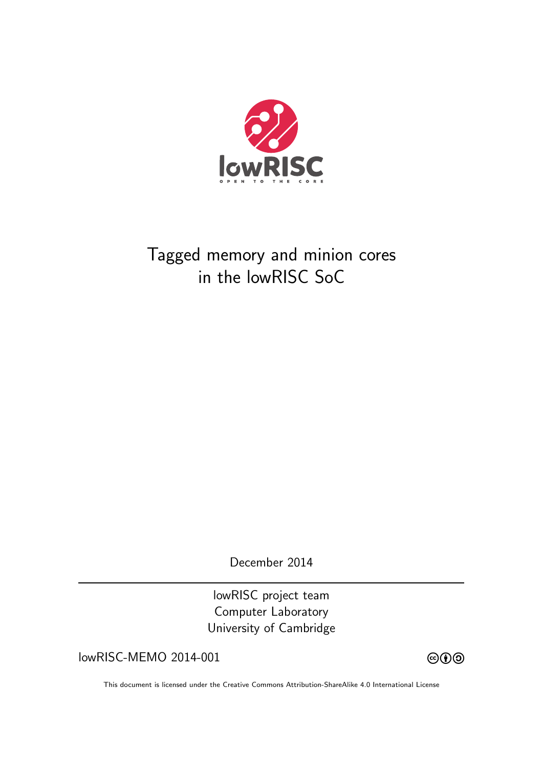# Tagged memory and minion cores in the lowRISC SoC

December 2014

---

lowRISC project team
Computer Laboratory
University of Cambridge

lowRISC-MEMO 2014-001

This document is licensed under the Creative Commons Attribution-ShareAlike 4.0 International License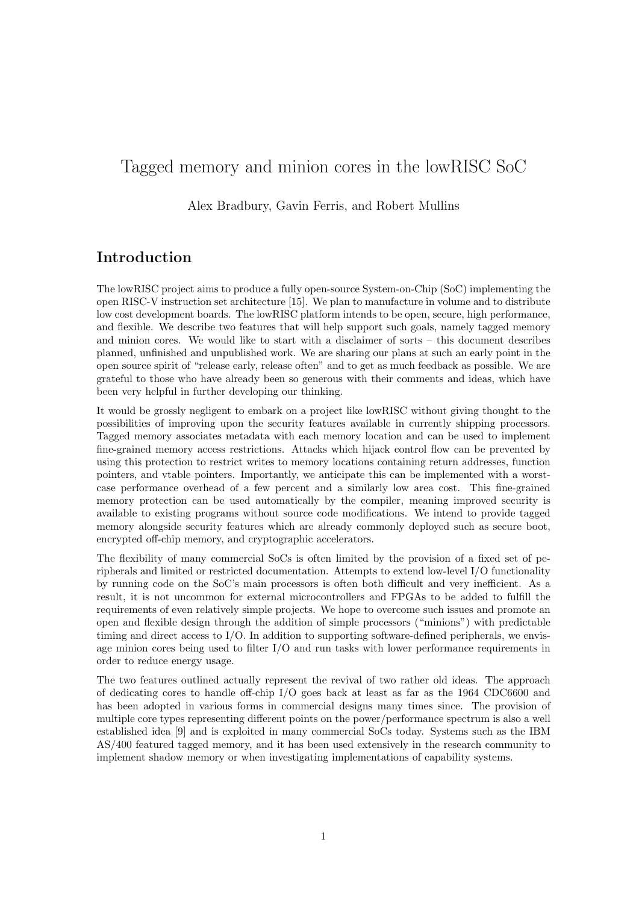# Tagged memory and minion cores in the lowRISC SoC

Alex Bradbury, Gavin Ferris, and Robert Mullins

## Introduction

The lowRISC project aims to produce a fully open-source System-on-Chip (SoC) implementing the open RISC-V instruction set architecture [15]. We plan to manufacture in volume and to distribute low cost development boards. The lowRISC platform intends to be open, secure, high performance, and flexible. We describe two features that will help support such goals, namely tagged memory and minion cores. We would like to start with a disclaimer of sorts – this document describes planned, unfinished and unpublished work. We are sharing our plans at such an early point in the open source spirit of "release early, release often" and to get as much feedback as possible. We are grateful to those who have already been so generous with their comments and ideas, which have been very helpful in further developing our thinking.

It would be grossly negligent to embark on a project like lowRISC without giving thought to the possibilities of improving upon the security features available in currently shipping processors. Tagged memory associates metadata with each memory location and can be used to implement fine-grained memory access restrictions. Attacks which hijack control flow can be prevented by using this protection to restrict writes to memory locations containing return addresses, function pointers, and vtable pointers. Importantly, we anticipate this can be implemented with a worst-case performance overhead of a few percent and a similarly low area cost. This fine-grained memory protection can be used automatically by the compiler, meaning improved security is available to existing programs without source code modifications. We intend to provide tagged memory alongside security features which are already commonly deployed such as secure boot, encrypted off-chip memory, and cryptographic accelerators.

The flexibility of many commercial SoCs is often limited by the provision of a fixed set of peripherals and limited or restricted documentation. Attempts to extend low-level I/O functionality by running code on the SoC's main processors is often both difficult and very inefficient. As a result, it is not uncommon for external microcontrollers and FPGAs to be added to fulfill the requirements of even relatively simple projects. We hope to overcome such issues and promote an open and flexible design through the addition of simple processors ("minions") with predictable timing and direct access to I/O. In addition to supporting software-defined peripherals, we envisage minion cores being used to filter I/O and run tasks with lower performance requirements in order to reduce energy usage.

The two features outlined actually represent the revival of two rather old ideas. The approach of dedicating cores to handle off-chip I/O goes back at least as far as the 1964 CDC6600 and has been adopted in various forms in commercial designs many times since. The provision of multiple core types representing different points on the power/performance spectrum is also a well established idea [9] and is exploited in many commercial SoCs today. Systems such as the IBM AS/400 featured tagged memory, and it has been used extensively in the research community to implement shadow memory or when investigating implementations of capability systems.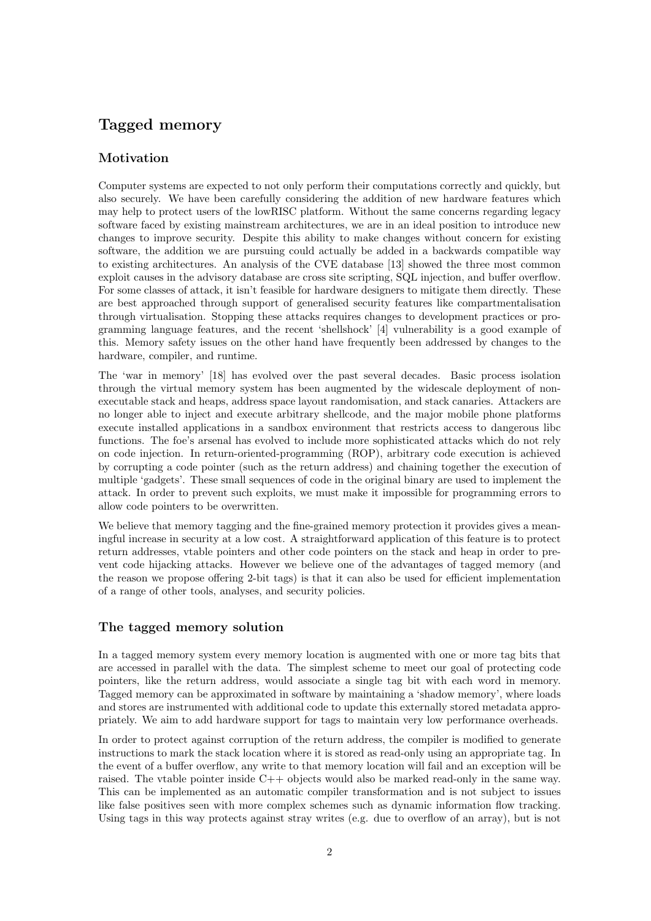## Tagged memory

### Motivation

Computer systems are expected to not only perform their computations correctly and quickly, but also securely. We have been carefully considering the addition of new hardware features which may help to protect users of the lowRISC platform. Without the same concerns regarding legacy software faced by existing mainstream architectures, we are in an ideal position to introduce new changes to improve security. Despite this ability to make changes without concern for existing software, the addition we are pursuing could actually be added in a backwards compatible way to existing architectures. An analysis of the CVE database [13] showed the three most common exploit causes in the advisory database are cross site scripting, SQL injection, and buffer overflow. For some classes of attack, it isn't feasible for hardware designers to mitigate them directly. These are best approached through support of generalised security features like compartmentalisation through virtualisation. Stopping these attacks requires changes to development practices or programming language features, and the recent 'shellshock' [4] vulnerability is a good example of this. Memory safety issues on the other hand have frequently been addressed by changes to the hardware, compiler, and runtime.

The 'war in memory' [18] has evolved over the past several decades. Basic process isolation through the virtual memory system has been augmented by the widescale deployment of non-executable stack and heaps, address space layout randomisation, and stack canaries. Attackers are no longer able to inject and execute arbitrary shellcode, and the major mobile phone platforms execute installed applications in a sandbox environment that restricts access to dangerous libc functions. The foe's arsenal has evolved to include more sophisticated attacks which do not rely on code injection. In return-oriented-programming (ROP), arbitrary code execution is achieved by corrupting a code pointer (such as the return address) and chaining together the execution of multiple 'gadgets'. These small sequences of code in the original binary are used to implement the attack. In order to prevent such exploits, we must make it impossible for programming errors to allow code pointers to be overwritten.

We believe that memory tagging and the fine-grained memory protection it provides gives a meaningful increase in security at a low cost. A straightforward application of this feature is to protect return addresses, vtable pointers and other code pointers on the stack and heap in order to prevent code hijacking attacks. However we believe one of the advantages of tagged memory (and the reason we propose offering 2-bit tags) is that it can also be used for efficient implementation of a range of other tools, analyses, and security policies.

### The tagged memory solution

In a tagged memory system every memory location is augmented with one or more tag bits that are accessed in parallel with the data. The simplest scheme to meet our goal of protecting code pointers, like the return address, would associate a single tag bit with each word in memory. Tagged memory can be approximated in software by maintaining a 'shadow memory', where loads and stores are instrumented with additional code to update this externally stored metadata appropriately. We aim to add hardware support for tags to maintain very low performance overheads.

In order to protect against corruption of the return address, the compiler is modified to generate instructions to mark the stack location where it is stored as read-only using an appropriate tag. In the event of a buffer overflow, any write to that memory location will fail and an exception will be raised. The vtable pointer inside C++ objects would also be marked read-only in the same way. This can be implemented as an automatic compiler transformation and is not subject to issues like false positives seen with more complex schemes such as dynamic information flow tracking. Using tags in this way protects against stray writes (e.g. due to overflow of an array), but is not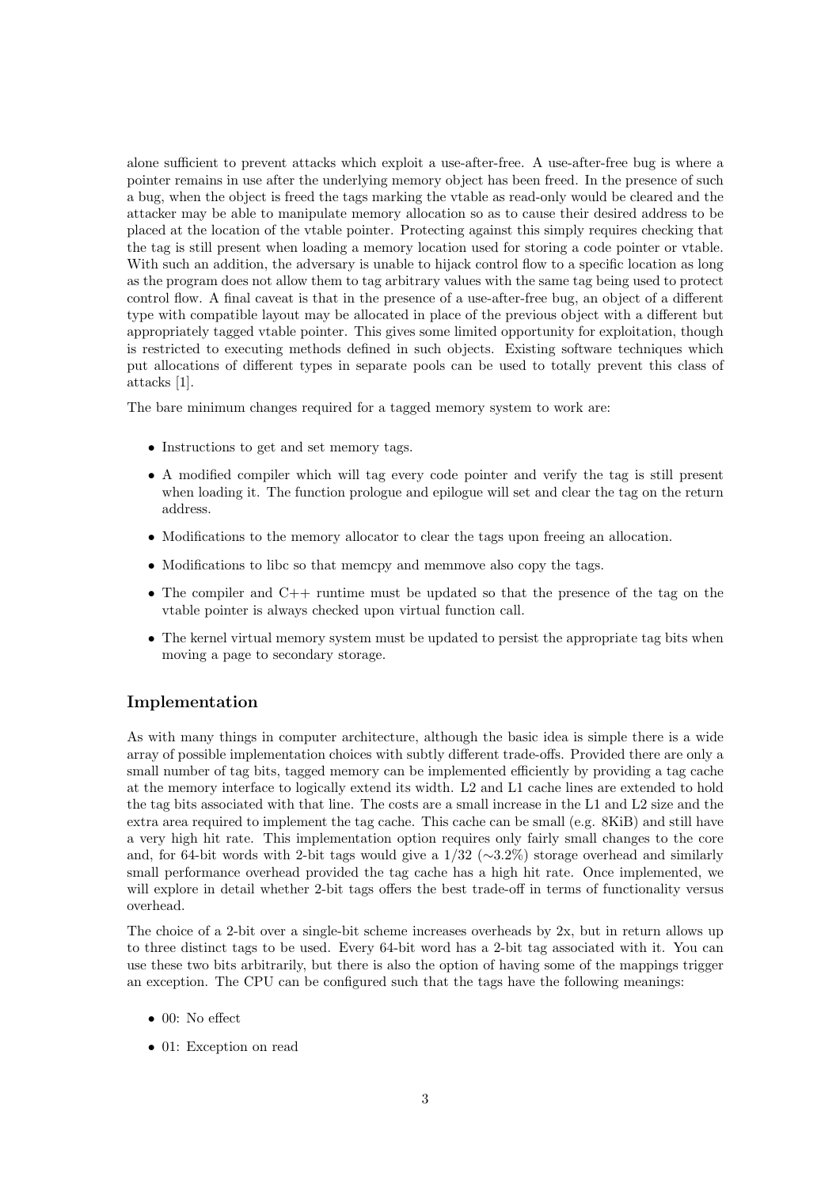alone sufficient to prevent attacks which exploit a use-after-free. A use-after-free bug is where a pointer remains in use after the underlying memory object has been freed. In the presence of such a bug, when the object is freed the tags marking the vtable as read-only would be cleared and the attacker may be able to manipulate memory allocation so as to cause their desired address to be placed at the location of the vtable pointer. Protecting against this simply requires checking that the tag is still present when loading a memory location used for storing a code pointer or vtable. With such an addition, the adversary is unable to hijack control flow to a specific location as long as the program does not allow them to tag arbitrary values with the same tag being used to protect control flow. A final caveat is that in the presence of a use-after-free bug, an object of a different type with compatible layout may be allocated in place of the previous object with a different but appropriately tagged vtable pointer. This gives some limited opportunity for exploitation, though is restricted to executing methods defined in such objects. Existing software techniques which put allocations of different types in separate pools can be used to totally prevent this class of attacks [1].

The bare minimum changes required for a tagged memory system to work are:

- Instructions to get and set memory tags.
- A modified compiler which will tag every code pointer and verify the tag is still present when loading it. The function prologue and epilogue will set and clear the tag on the return address.
- Modifications to the memory allocator to clear the tags upon freeing an allocation.
- Modifications to libc so that memcpy and memmove also copy the tags.
- The compiler and C++ runtime must be updated so that the presence of the tag on the vtable pointer is always checked upon virtual function call.
- The kernel virtual memory system must be updated to persist the appropriate tag bits when moving a page to secondary storage.

## Implementation

As with many things in computer architecture, although the basic idea is simple there is a wide array of possible implementation choices with subtly different trade-offs. Provided there are only a small number of tag bits, tagged memory can be implemented efficiently by providing a tag cache at the memory interface to logically extend its width. L2 and L1 cache lines are extended to hold the tag bits associated with that line. The costs are a small increase in the L1 and L2 size and the extra area required to implement the tag cache. This cache can be small (e.g. 8KiB) and still have a very high hit rate. This implementation option requires only fairly small changes to the core and, for 64-bit words with 2-bit tags would give a $1/32$ ($\sim$3.2%) storage overhead and similarly small performance overhead provided the tag cache has a high hit rate. Once implemented, we will explore in detail whether 2-bit tags offers the best trade-off in terms of functionality versus overhead.

The choice of a 2-bit over a single-bit scheme increases overheads by 2x, but in return allows up to three distinct tags to be used. Every 64-bit word has a 2-bit tag associated with it. You can use these two bits arbitrarily, but there is also the option of having some of the mappings trigger an exception. The CPU can be configured such that the tags have the following meanings:

- 00: No effect
- 01: Exception on read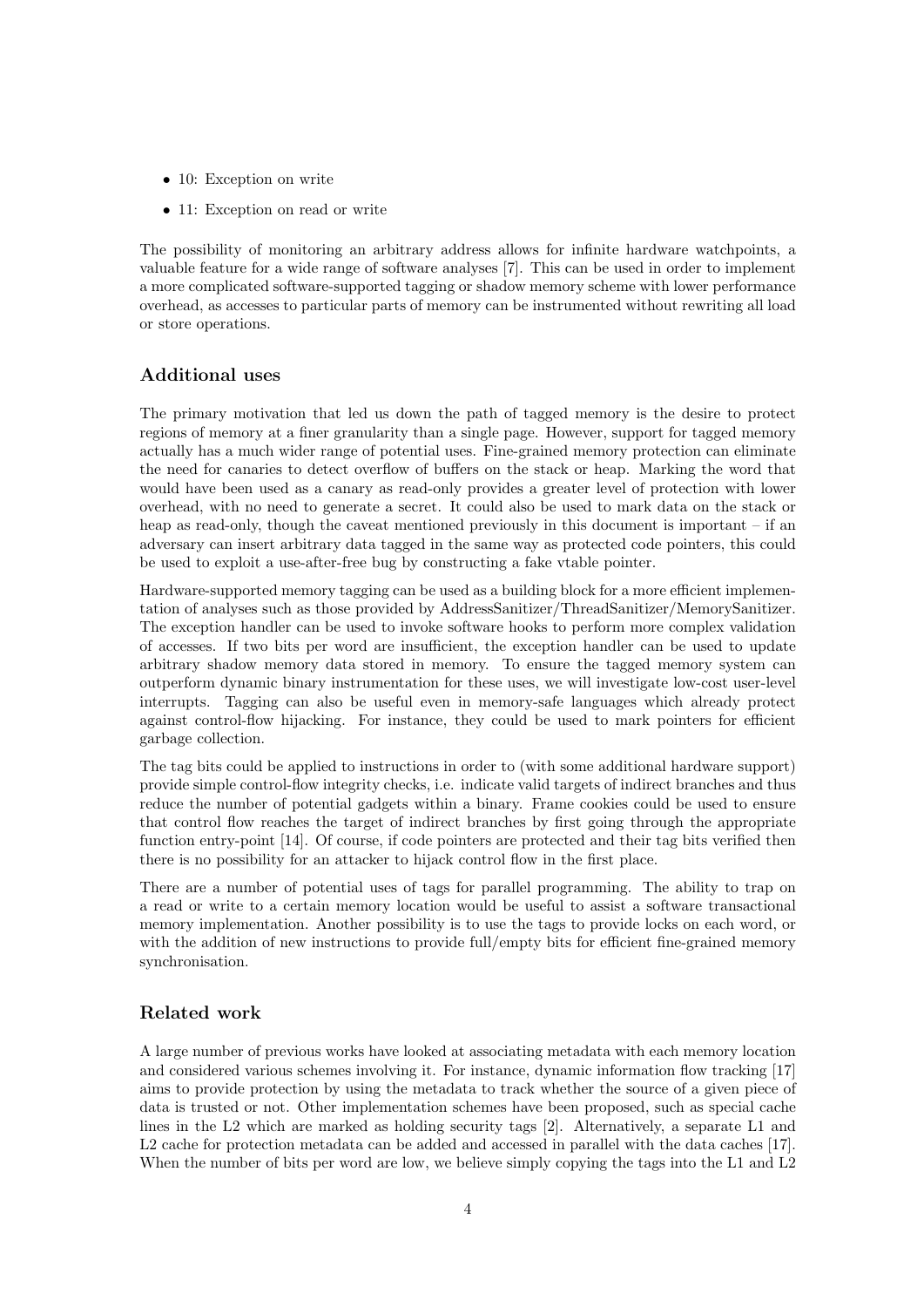- 10: Exception on write
- 11: Exception on read or write

The possibility of monitoring an arbitrary address allows for infinite hardware watchpoints, a valuable feature for a wide range of software analyses [7]. This can be used in order to implement a more complicated software-supported tagging or shadow memory scheme with lower performance overhead, as accesses to particular parts of memory can be instrumented without rewriting all load or store operations.

### Additional uses

The primary motivation that led us down the path of tagged memory is the desire to protect regions of memory at a finer granularity than a single page. However, support for tagged memory actually has a much wider range of potential uses. Fine-grained memory protection can eliminate the need for canaries to detect overflow of buffers on the stack or heap. Marking the word that would have been used as a canary as read-only provides a greater level of protection with lower overhead, with no need to generate a secret. It could also be used to mark data on the stack or heap as read-only, though the caveat mentioned previously in this document is important – if an adversary can insert arbitrary data tagged in the same way as protected code pointers, this could be used to exploit a use-after-free bug by constructing a fake vtable pointer.

Hardware-supported memory tagging can be used as a building block for a more efficient implementation of analyses such as those provided by AddressSanitizer/ThreadSanitizer/MemorySanitizer. The exception handler can be used to invoke software hooks to perform more complex validation of accesses. If two bits per word are insufficient, the exception handler can be used to update arbitrary shadow memory data stored in memory. To ensure the tagged memory system can outperform dynamic binary instrumentation for these uses, we will investigate low-cost user-level interrupts. Tagging can also be useful even in memory-safe languages which already protect against control-flow hijacking. For instance, they could be used to mark pointers for efficient garbage collection.

The tag bits could be applied to instructions in order to (with some additional hardware support) provide simple control-flow integrity checks, i.e. indicate valid targets of indirect branches and thus reduce the number of potential gadgets within a binary. Frame cookies could be used to ensure that control flow reaches the target of indirect branches by first going through the appropriate function entry-point [14]. Of course, if code pointers are protected and their tag bits verified then there is no possibility for an attacker to hijack control flow in the first place.

There are a number of potential uses of tags for parallel programming. The ability to trap on a read or write to a certain memory location would be useful to assist a software transactional memory implementation. Another possibility is to use the tags to provide locks on each word, or with the addition of new instructions to provide full/empty bits for efficient fine-grained memory synchronisation.

### Related work

A large number of previous works have looked at associating metadata with each memory location and considered various schemes involving it. For instance, dynamic information flow tracking [17] aims to provide protection by using the metadata to track whether the source of a given piece of data is trusted or not. Other implementation schemes have been proposed, such as special cache lines in the L2 which are marked as holding security tags [2]. Alternatively, a separate L1 and L2 cache for protection metadata can be added and accessed in parallel with the data caches [17]. When the number of bits per word are low, we believe simply copying the tags into the L1 and L2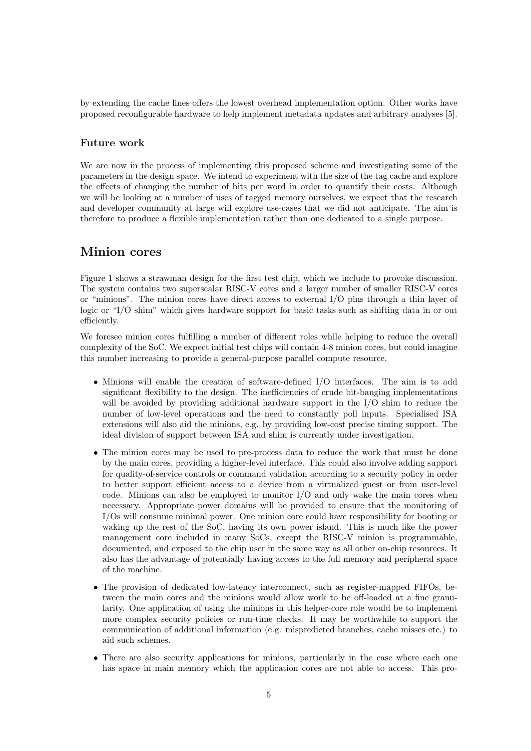by extending the cache lines offers the lowest overhead implementation option. Other works have proposed reconfigurable hardware to help implement metadata updates and arbitrary analyses [5].

### Future work

We are now in the process of implementing this proposed scheme and investigating some of the parameters in the design space. We intend to experiment with the size of the tag cache and explore the effects of changing the number of bits per word in order to quantify their costs. Although we will be looking at a number of uses of tagged memory ourselves, we expect that the research and developer community at large will explore use-cases that we did not anticipate. The aim is therefore to produce a flexible implementation rather than one dedicated to a single purpose.

## Minion cores

Figure 1 shows a strawman design for the first test chip, which we include to provoke discussion. The system contains two superscalar RISC-V cores and a larger number of smaller RISC-V cores or "minions". The minion cores have direct access to external I/O pins through a thin layer of logic or "I/O shim" which gives hardware support for basic tasks such as shifting data in or out efficiently.

We foresee minion cores fulfilling a number of different roles while helping to reduce the overall complexity of the SoC. We expect initial test chips will contain 4-8 minion cores, but could imagine this number increasing to provide a general-purpose parallel compute resource.

- Minions will enable the creation of software-defined I/O interfaces. The aim is to add significant flexibility to the design. The inefficiencies of crude bit-banging implementations will be avoided by providing additional hardware support in the I/O shim to reduce the number of low-level operations and the need to constantly poll inputs. Specialised ISA extensions will also aid the minions, e.g. by providing low-cost precise timing support. The ideal division of support between ISA and shim is currently under investigation.
- The minion cores may be used to pre-process data to reduce the work that must be done by the main cores, providing a higher-level interface. This could also involve adding support for quality-of-service controls or command validation according to a security policy in order to better support efficient access to a device from a virtualized guest or from user-level code. Minions can also be employed to monitor I/O and only wake the main cores when necessary. Appropriate power domains will be provided to ensure that the monitoring of I/Os will consume minimal power. One minion core could have responsibility for booting or waking up the rest of the SoC, having its own power island. This is much like the power management core included in many SoCs, except the RISC-V minion is programmable, documented, and exposed to the chip user in the same way as all other on-chip resources. It also has the advantage of potentially having access to the full memory and peripheral space of the machine.
- The provision of dedicated low-latency interconnect, such as register-mapped FIFOs, between the main cores and the minions would allow work to be off-loaded at a fine granularity. One application of using the minions in this helper-core role would be to implement more complex security policies or run-time checks. It may be worthwhile to support the communication of additional information (e.g. mispredicted branches, cache misses etc.) to aid such schemes.
- There are also security applications for minions, particularly in the case where each one has space in main memory which the application cores are not able to access. This pro-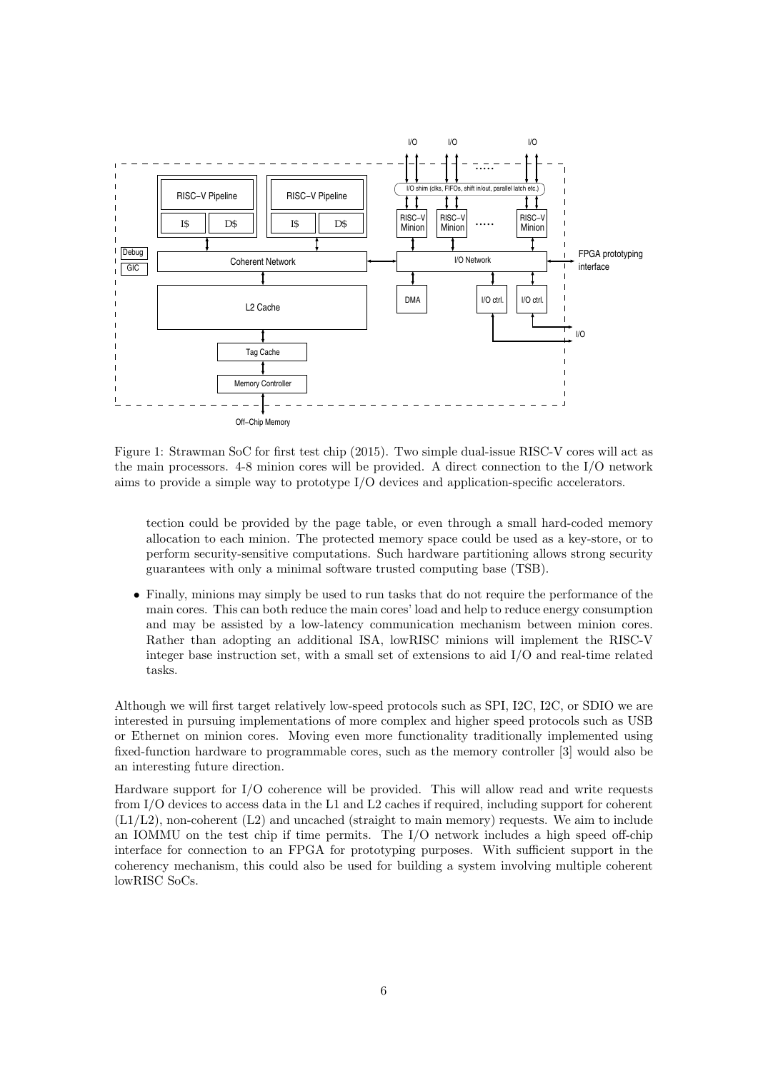Figure 1: Strawman SoC for first test chip (2015). Two simple dual-issue RISC-V cores will act as the main processors. 4-8 minion cores will be provided. A direct connection to the I/O network aims to provide a simple way to prototype I/O devices and application-specific accelerators.

tection could be provided by the page table, or even through a small hard-coded memory allocation to each minion. The protected memory space could be used as a key-store, or to perform security-sensitive computations. Such hardware partitioning allows strong security guarantees with only a minimal software trusted computing base (TSB).

- Finally, minions may simply be used to run tasks that do not require the performance of the main cores. This can both reduce the main cores' load and help to reduce energy consumption and may be assisted by a low-latency communication mechanism between minion cores. Rather than adopting an additional ISA, lowRISC minions will implement the RISC-V integer base instruction set, with a small set of extensions to aid I/O and real-time related tasks.

Although we will first target relatively low-speed protocols such as SPI, I2C, I2C, or SDIO we are interested in pursuing implementations of more complex and higher speed protocols such as USB or Ethernet on minion cores. Moving even more functionality traditionally implemented using fixed-function hardware to programmable cores, such as the memory controller [3] would also be an interesting future direction.

Hardware support for I/O coherence will be provided. This will allow read and write requests from I/O devices to access data in the L1 and L2 caches if required, including support for coherent (L1/L2), non-coherent (L2) and uncached (straight to main memory) requests. We aim to include an IOMMU on the test chip if time permits. The I/O network includes a high speed off-chip interface for connection to an FPGA for prototyping purposes. With sufficient support in the coherency mechanism, this could also be used for building a system involving multiple coherent lowRISC SoCs.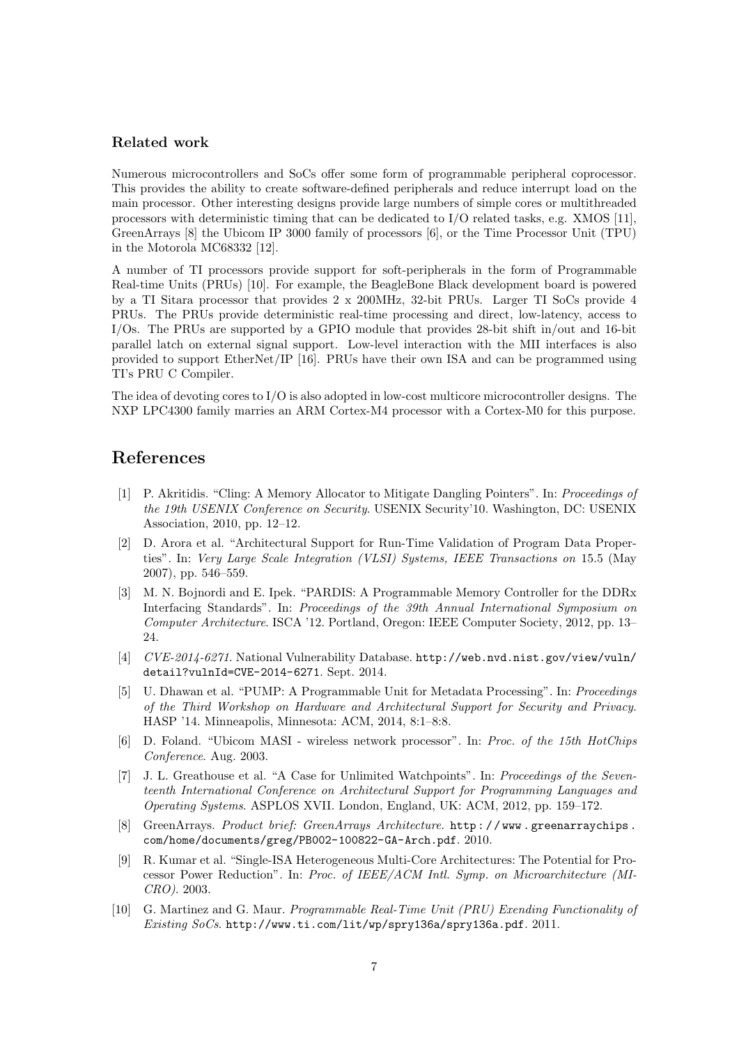### Related work

Numerous microcontrollers and SoCs offer some form of programmable peripheral coprocessor. This provides the ability to create software-defined peripherals and reduce interrupt load on the main processor. Other interesting designs provide large numbers of simple cores or multithreaded processors with deterministic timing that can be dedicated to I/O related tasks, e.g. XMOS [11], GreenArrays [8] the Ubicom IP 3000 family of processors [6], or the Time Processor Unit (TPU) in the Motorola MC68332 [12].

A number of TI processors provide support for soft-peripherals in the form of Programmable Real-time Units (PRUs) [10]. For example, the BeagleBone Black development board is powered by a TI Sitara processor that provides 2 x 200MHz, 32-bit PRUs. Larger TI SoCs provide 4 PRUs. The PRUs provide deterministic real-time processing and direct, low-latency, access to I/Os. The PRUs are supported by a GPIO module that provides 28-bit shift in/out and 16-bit parallel latch on external signal support. Low-level interaction with the MII interfaces is also provided to support EtherNet/IP [16]. PRUs have their own ISA and can be programmed using TI's PRU C Compiler.

The idea of devoting cores to I/O is also adopted in low-cost multicore microcontroller designs. The NXP LPC4300 family marries an ARM Cortex-M4 processor with a Cortex-M0 for this purpose.

## References

[1] P. Akritidis. "Cling: A Memory Allocator to Mitigate Dangling Pointers". In: *Proceedings of the 19th USENIX Conference on Security*. USENIX Security'10. Washington, DC: USENIX Association, 2010, pp. 12–12.

[2] D. Arora et al. "Architectural Support for Run-Time Validation of Program Data Properties". In: *Very Large Scale Integration (VLSI) Systems, IEEE Transactions on* 15.5 (May 2007), pp. 546–559.

[3] M. N. Bojnordi and E. Ipek. "PARDIS: A Programmable Memory Controller for the DDRx Interfacing Standards". In: *Proceedings of the 39th Annual International Symposium on Computer Architecture*. ISCA '12. Portland, Oregon: IEEE Computer Society, 2012, pp. 13–24.

[4] *CVE-2014-6271*. National Vulnerability Database. http://web.nvd.nist.gov/view/vuln/detail?vulnId=CVE-2014-6271. Sept. 2014.

[5] U. Dhawan et al. "PUMP: A Programmable Unit for Metadata Processing". In: *Proceedings of the Third Workshop on Hardware and Architectural Support for Security and Privacy*. HASP '14. Minneapolis, Minnesota: ACM, 2014, 8:1–8:8.

[6] D. Foland. "Ubicom MASI - wireless network processor". In: *Proc. of the 15th HotChips Conference*. Aug. 2003.

[7] J. L. Greathouse et al. "A Case for Unlimited Watchpoints". In: *Proceedings of the Seventeenth International Conference on Architectural Support for Programming Languages and Operating Systems*. ASPLOS XVII. London, England, UK: ACM, 2012, pp. 159–172.

[8] GreenArrays. *Product brief: GreenArrays Architecture*. http://www.greenarraychips.com/home/documents/greg/PB002-100822-GA-Arch.pdf. 2010.

[9] R. Kumar et al. "Single-ISA Heterogeneous Multi-Core Architectures: The Potential for Processor Power Reduction". In: *Proc. of IEEE/ACM Intl. Symp. on Microarchitecture (MICRO)*. 2003.

[10] G. Martinez and G. Maur. *Programmable Real-Time Unit (PRU) Exending Functionality of Existing SoCs*. http://www.ti.com/lit/wp/spry136a/spry136a.pdf. 2011.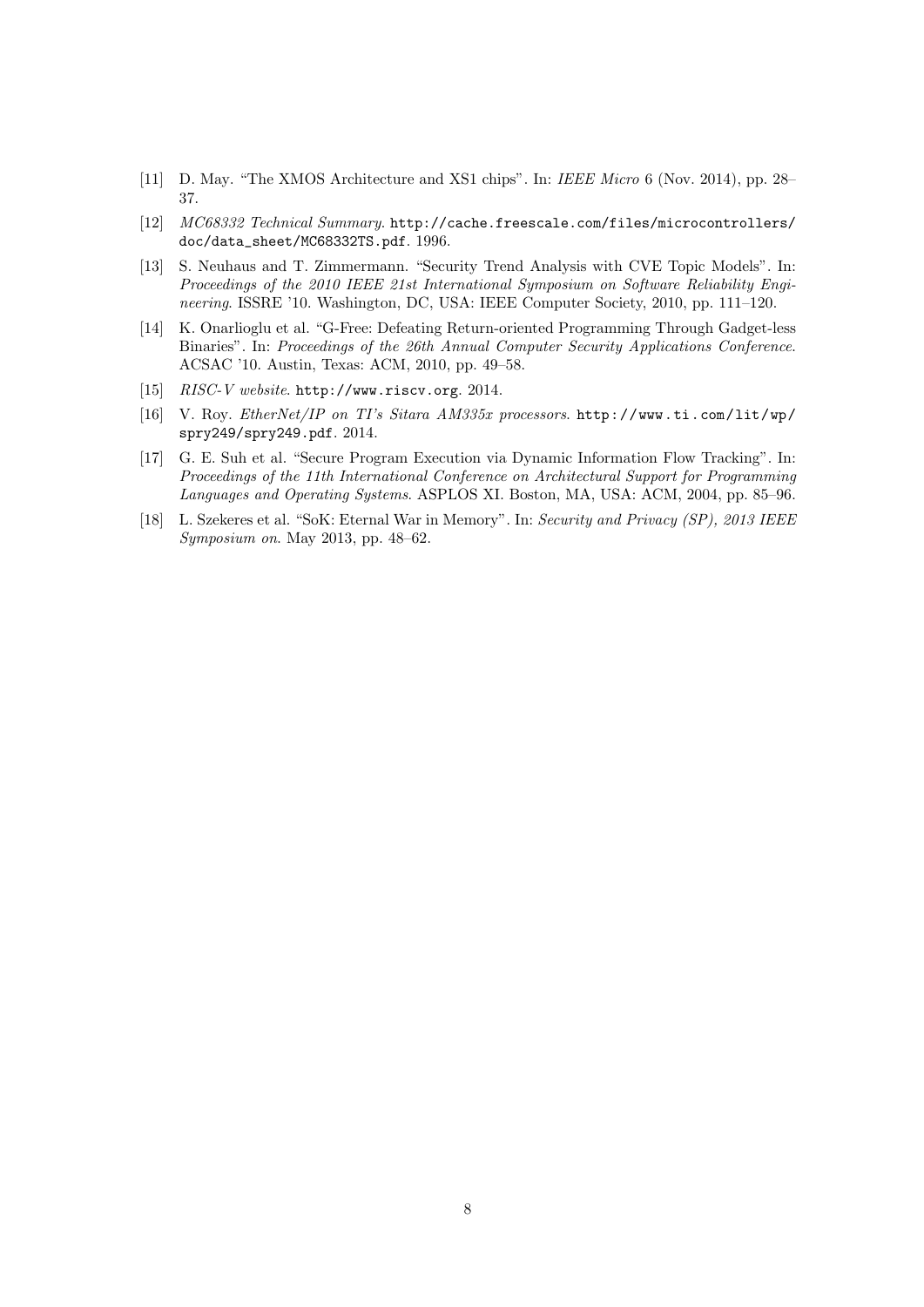[11] D. May. "The XMOS Architecture and XS1 chips". In: *IEEE Micro* 6 (Nov. 2014), pp. 28–37.

[12] *MC68332 Technical Summary*. `http://cache.freescale.com/files/microcontrollers/doc/data_sheet/MC68332TS.pdf`. 1996.

[13] S. Neuhaus and T. Zimmermann. "Security Trend Analysis with CVE Topic Models". In: *Proceedings of the 2010 IEEE 21st International Symposium on Software Reliability Engineering*. ISSRE '10. Washington, DC, USA: IEEE Computer Society, 2010, pp. 111–120.

[14] K. Onarlioglu et al. "G-Free: Defeating Return-oriented Programming Through Gadget-less Binaries". In: *Proceedings of the 26th Annual Computer Security Applications Conference*. ACSAC '10. Austin, Texas: ACM, 2010, pp. 49–58.

[15] *RISC-V website*. `http://www.riscv.org`. 2014.

[16] V. Roy. *EtherNet/IP on TI's Sitara AM335x processors*. `http://www.ti.com/lit/wp/spry249/spry249.pdf`. 2014.

[17] G. E. Suh et al. "Secure Program Execution via Dynamic Information Flow Tracking". In: *Proceedings of the 11th International Conference on Architectural Support for Programming Languages and Operating Systems*. ASPLOS XI. Boston, MA, USA: ACM, 2004, pp. 85–96.

[18] L. Szekeres et al. "SoK: Eternal War in Memory". In: *Security and Privacy (SP), 2013 IEEE Symposium on*. May 2013, pp. 48–62.